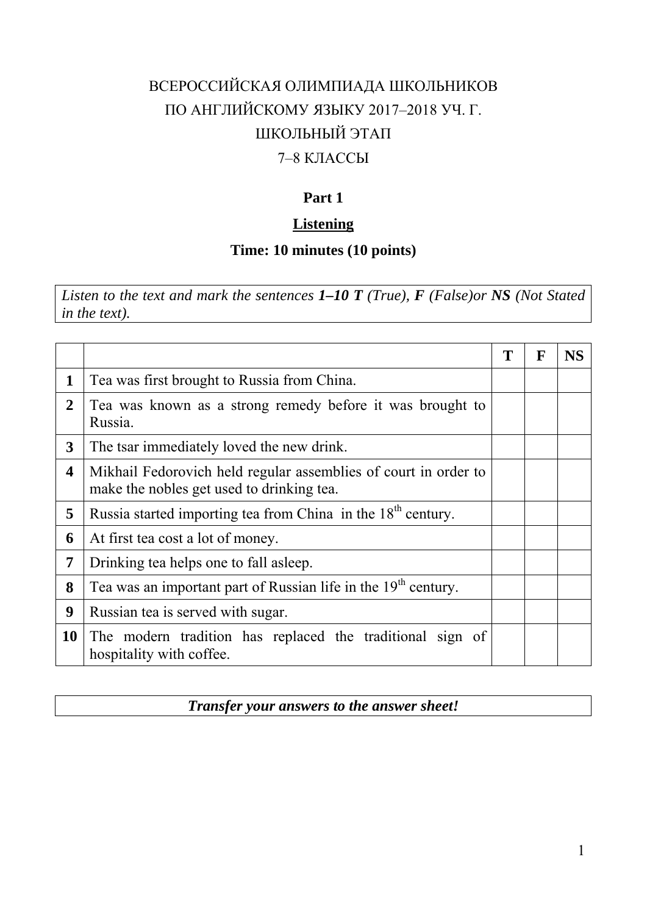ВСЕРОССИЙСКАЯ ОЛИМПИАДА ШКОЛЬНИКОВ
ПО АНГЛИЙСКОМУ ЯЗЫКУ 2017–2018 УЧ. Г.
ШКОЛЬНЫЙ ЭТАП
7–8 КЛАССЫ

## Part 1

## Listening

### Time: 10 minutes (10 points)

*Listen to the text and mark the sentences **1–10 T** (True), **F** (False)or **NS** (Not Stated in the text).*

| | | T | F | NS |
|---|---|---|---|---|
| **1** | Tea was first brought to Russia from China. | | | |
| **2** | Tea was known as a strong remedy before it was brought to Russia. | | | |
| **3** | The tsar immediately loved the new drink. | | | |
| **4** | Mikhail Fedorovich held regular assemblies of court in order to make the nobles get used to drinking tea. | | | |
| **5** | Russia started importing tea from China in the 18th century. | | | |
| **6** | At first tea cost a lot of money. | | | |
| **7** | Drinking tea helps one to fall asleep. | | | |
| **8** | Tea was an important part of Russian life in the 19th century. | | | |
| **9** | Russian tea is served with sugar. | | | |
| **10** | The modern tradition has replaced the traditional sign of hospitality with coffee. | | | |

***Transfer your answers to the answer sheet!***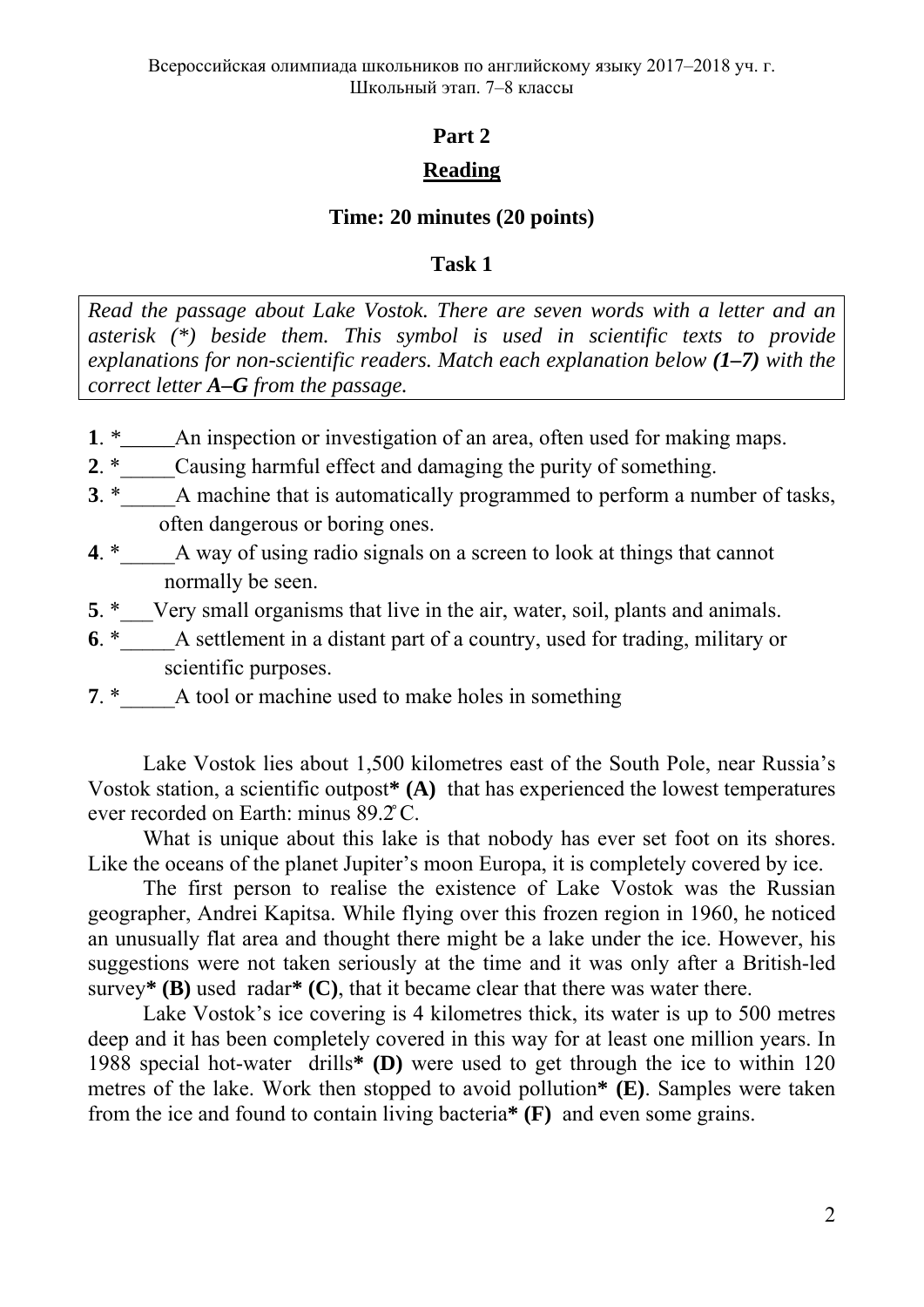# Part 2

## Reading

### Time: 20 minutes (20 points)

### Task 1

*Read the passage about Lake Vostok. There are seven words with a letter and an asterisk (*) beside them. This symbol is used in scientific texts to provide explanations for non-scientific readers. Match each explanation below **(1–7)** with the correct letter **A–G** from the passage.*

**1**. *_____An inspection or investigation of an area, often used for making maps.
**2**. *_____Causing harmful effect and damaging the purity of something.
**3**. *_____A machine that is automatically programmed to perform a number of tasks, often dangerous or boring ones.
**4**. *_____A way of using radio signals on a screen to look at things that cannot normally be seen.
**5**. *___Very small organisms that live in the air, water, soil, plants and animals.
**6**. *_____A settlement in a distant part of a country, used for trading, military or scientific purposes.
**7**. *_____A tool or machine used to make holes in something

Lake Vostok lies about 1,500 kilometres east of the South Pole, near Russia's Vostok station, a scientific outpost**\* (A)** that has experienced the lowest temperatures ever recorded on Earth: minus 89.2°C.

What is unique about this lake is that nobody has ever set foot on its shores. Like the oceans of the planet Jupiter's moon Europa, it is completely covered by ice.

The first person to realise the existence of Lake Vostok was the Russian geographer, Andrei Kapitsa. While flying over this frozen region in 1960, he noticed an unusually flat area and thought there might be a lake under the ice. However, his suggestions were not taken seriously at the time and it was only after a British-led survey**\* (B)** used radar**\* (C)**, that it became clear that there was water there.

Lake Vostok's ice covering is 4 kilometres thick, its water is up to 500 metres deep and it has been completely covered in this way for at least one million years. In 1988 special hot-water drills**\* (D)** were used to get through the ice to within 120 metres of the lake. Work then stopped to avoid pollution**\* (E)**. Samples were taken from the ice and found to contain living bacteria**\* (F)** and even some grains.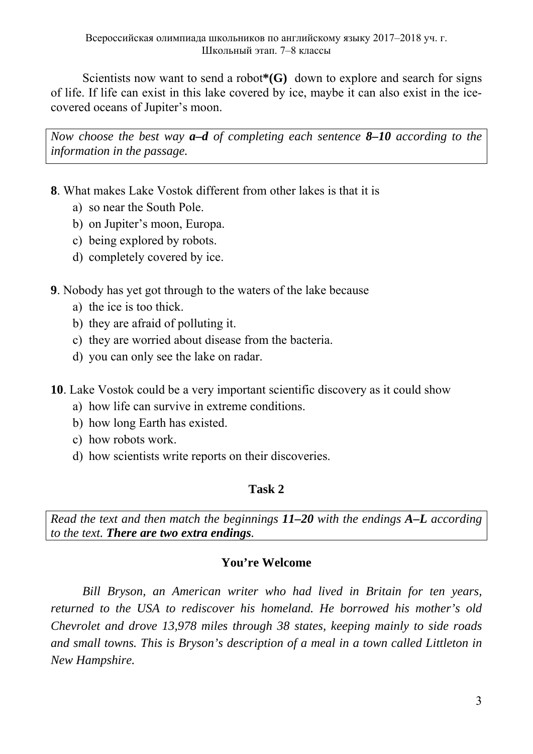Scientists now want to send a robot**\*(G)** down to explore and search for signs of life. If life can exist in this lake covered by ice, maybe it can also exist in the ice-covered oceans of Jupiter's moon.

*Now choose the best way **a–d** of completing each sentence **8–10** according to the information in the passage.*

**8**. What makes Lake Vostok different from other lakes is that it is

a) so near the South Pole.
b) on Jupiter's moon, Europa.
c) being explored by robots.
d) completely covered by ice.

**9**. Nobody has yet got through to the waters of the lake because

a) the ice is too thick.
b) they are afraid of polluting it.
c) they are worried about disease from the bacteria.
d) you can only see the lake on radar.

**10**. Lake Vostok could be a very important scientific discovery as it could show

a) how life can survive in extreme conditions.
b) how long Earth has existed.
c) how robots work.
d) how scientists write reports on their discoveries.

## Task 2

*Read the text and then match the beginnings **11–20** with the endings **A–L** according to the text. **There are two extra endings**.*

### You're Welcome

*Bill Bryson, an American writer who had lived in Britain for ten years, returned to the USA to rediscover his homeland. He borrowed his mother's old Chevrolet and drove 13,978 miles through 38 states, keeping mainly to side roads and small towns. This is Bryson's description of a meal in a town called Littleton in New Hampshire.*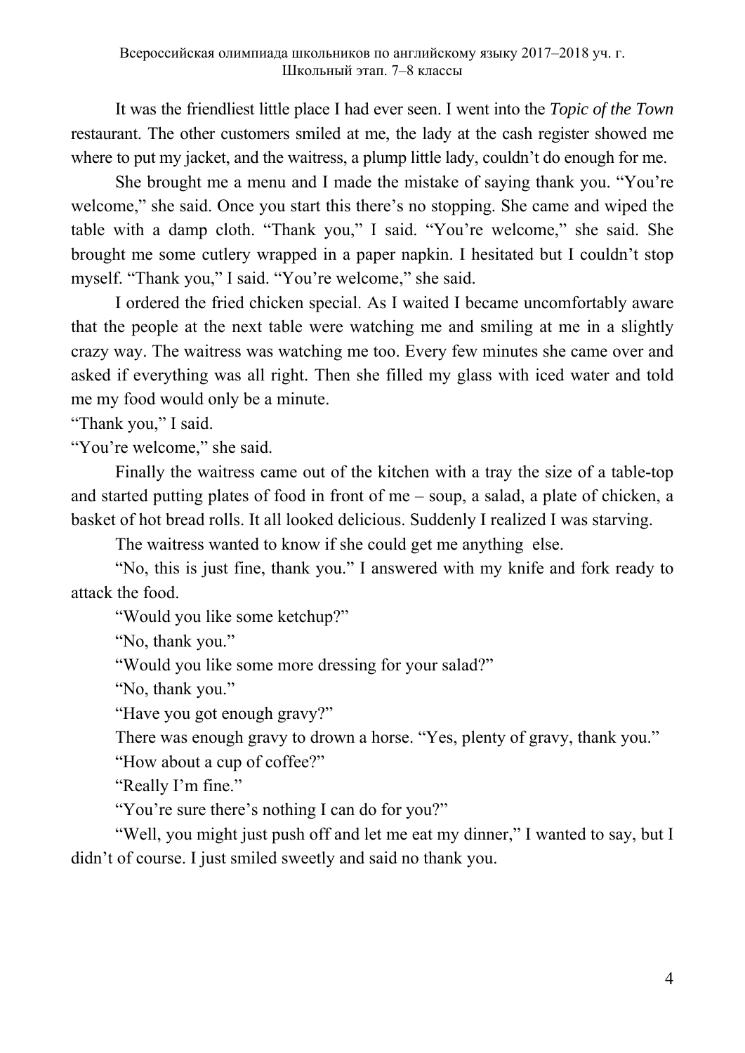It was the friendliest little place I had ever seen. I went into the *Topic of the Town* restaurant. The other customers smiled at me, the lady at the cash register showed me where to put my jacket, and the waitress, a plump little lady, couldn't do enough for me.

She brought me a menu and I made the mistake of saying thank you. "You're welcome," she said. Once you start this there's no stopping. She came and wiped the table with a damp cloth. "Thank you," I said. "You're welcome," she said. She brought me some cutlery wrapped in a paper napkin. I hesitated but I couldn't stop myself. "Thank you," I said. "You're welcome," she said.

I ordered the fried chicken special. As I waited I became uncomfortably aware that the people at the next table were watching me and smiling at me in a slightly crazy way. The waitress was watching me too. Every few minutes she came over and asked if everything was all right. Then she filled my glass with iced water and told me my food would only be a minute.

"Thank you," I said.

"You're welcome," she said.

Finally the waitress came out of the kitchen with a tray the size of a table-top and started putting plates of food in front of me – soup, a salad, a plate of chicken, a basket of hot bread rolls. It all looked delicious. Suddenly I realized I was starving.

The waitress wanted to know if she could get me anything else.

"No, this is just fine, thank you." I answered with my knife and fork ready to attack the food.

"Would you like some ketchup?"

"No, thank you."

"Would you like some more dressing for your salad?"

"No, thank you."

"Have you got enough gravy?"

There was enough gravy to drown a horse. "Yes, plenty of gravy, thank you."

"How about a cup of coffee?"

"Really I'm fine."

"You're sure there's nothing I can do for you?"

"Well, you might just push off and let me eat my dinner," I wanted to say, but I didn't of course. I just smiled sweetly and said no thank you.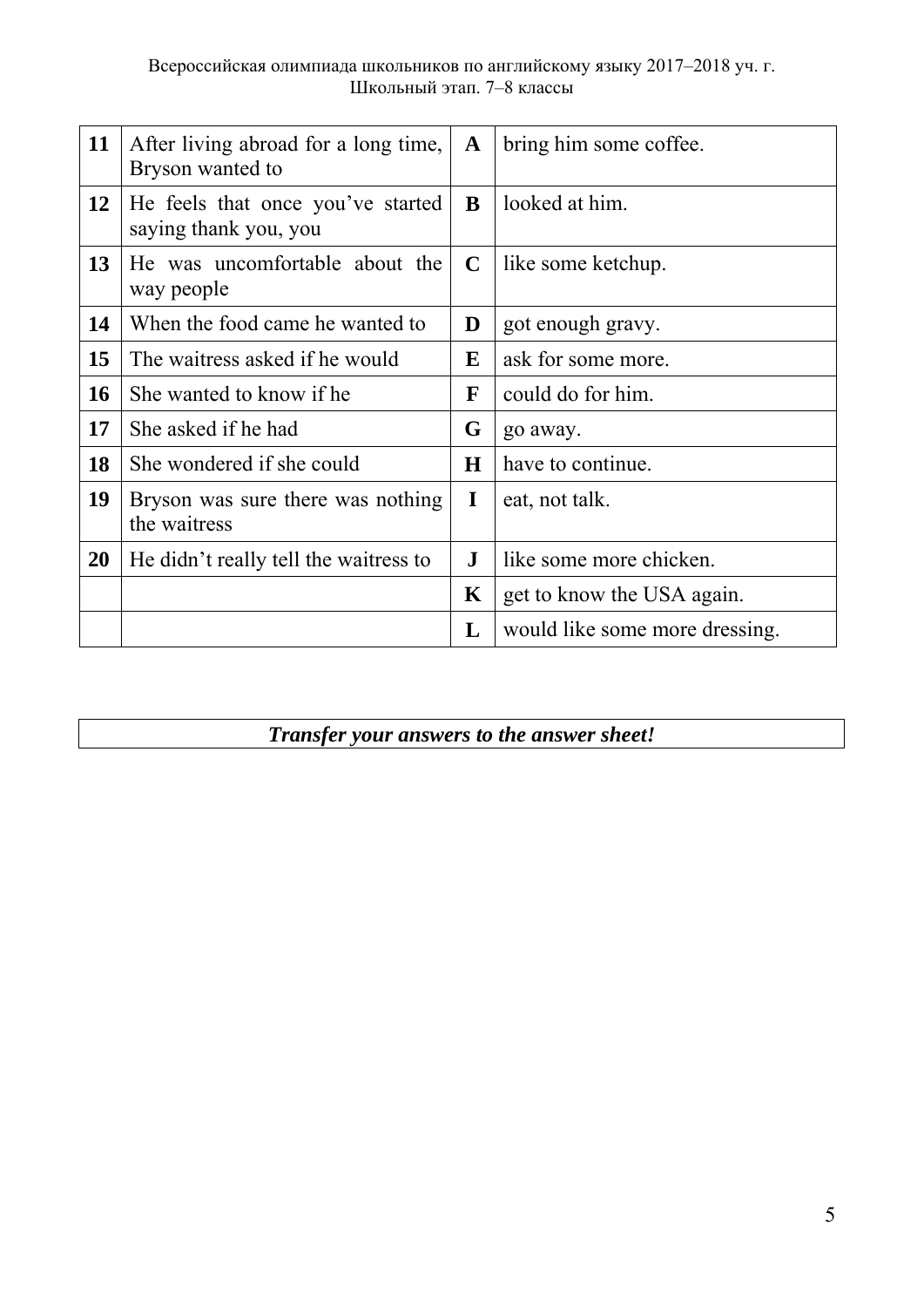| | | | |
|---|---|---|---|
| **11** | After living abroad for a long time, Bryson wanted to | **A** | bring him some coffee. |
| **12** | He feels that once you've started saying thank you, you | **B** | looked at him. |
| **13** | He was uncomfortable about the way people | **C** | like some ketchup. |
| **14** | When the food came he wanted to | **D** | got enough gravy. |
| **15** | The waitress asked if he would | **E** | ask for some more. |
| **16** | She wanted to know if he | **F** | could do for him. |
| **17** | She asked if he had | **G** | go away. |
| **18** | She wondered if she could | **H** | have to continue. |
| **19** | Bryson was sure there was nothing the waitress | **I** | eat, not talk. |
| **20** | He didn't really tell the waitress to | **J** | like some more chicken. |
| | | **K** | get to know the USA again. |
| | | **L** | would like some more dressing. |

***Transfer your answers to the answer sheet!***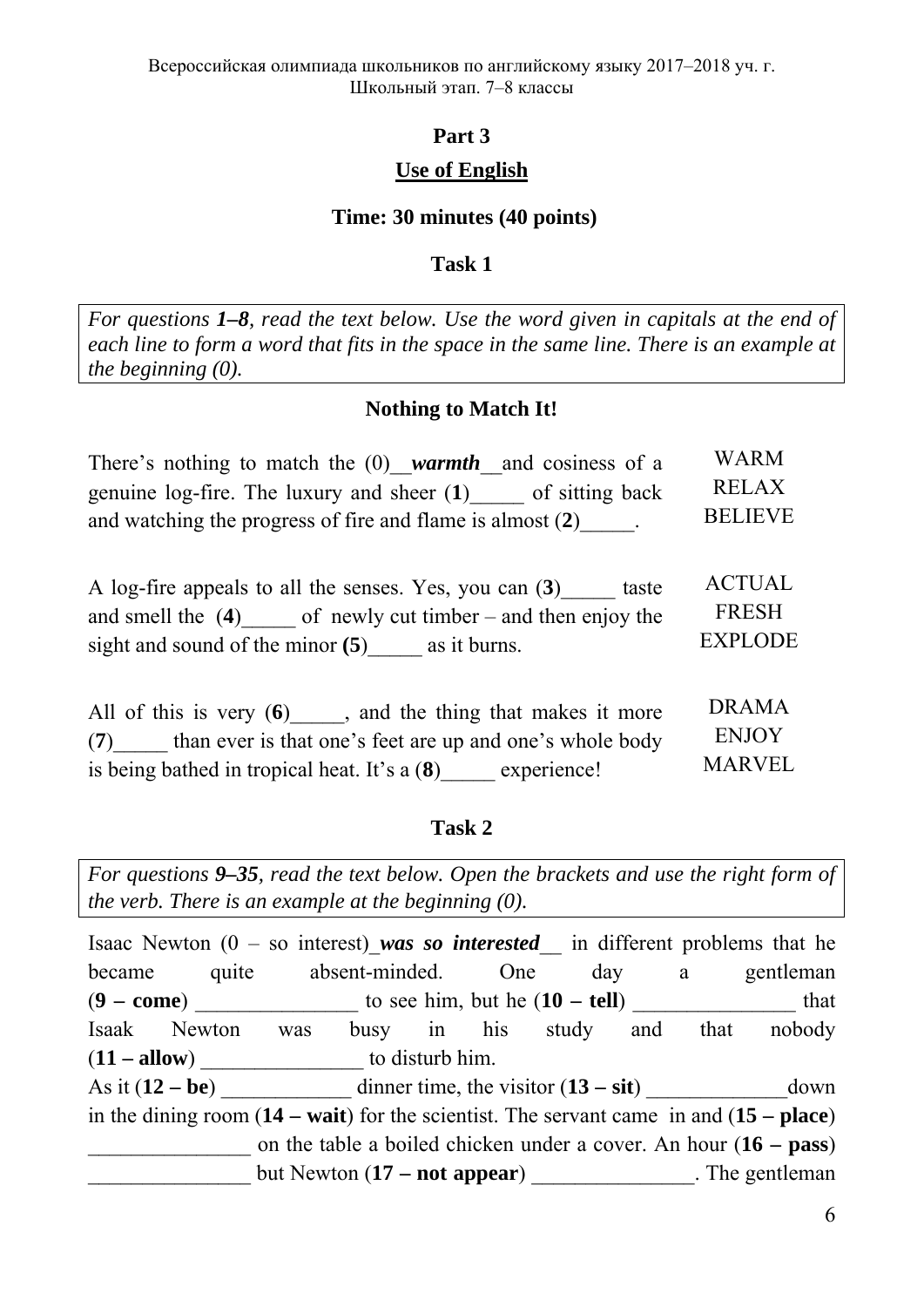# Part 3

## Use of English

### Time: 30 minutes (40 points)

### Task 1

*For questions **1–8**, read the text below. Use the word given in capitals at the end of each line to form a word that fits in the space in the same line. There is an example at the beginning (0).*

**Nothing to Match It!**

| | |
|---|---|
| There's nothing to match the (0)__***warmth***__and cosiness of a genuine log-fire. The luxury and sheer (**1**)_____ of sitting back and watching the progress of fire and flame is almost (**2**)_____. | WARM<br>RELAX<br>BELIEVE |
| A log-fire appeals to all the senses. Yes, you can (**3**)_____ taste and smell the (**4**)_____ of newly cut timber – and then enjoy the sight and sound of the minor **(5)**_____ as it burns. | ACTUAL<br>FRESH<br>EXPLODE |
| All of this is very (**6**)_____, and the thing that makes it more (**7**)_____ than ever is that one's feet are up and one's whole body is being bathed in tropical heat. It's a (**8**)_____ experience! | DRAMA<br>ENJOY<br>MARVEL |

### Task 2

*For questions **9–35**, read the text below. Open the brackets and use the right form of the verb. There is an example at the beginning (0).*

Isaac Newton (0 – so interest)_***was so interested***__ in different problems that he became quite absent-minded. One day a gentleman (**9 – come**) _______________ to see him, but he (**10 – tell**) _______________ that Isaak Newton was busy in his study and that nobody (**11 – allow**) _______________ to disturb him.
As it (**12 – be**) ____________ dinner time, the visitor (**13 – sit**) _____________down in the dining room (**14 – wait**) for the scientist. The servant came in and (**15 – place**) _______________ on the table a boiled chicken under a cover. An hour (**16 – pass**) _______________ but Newton (**17 – not appear**) _______________. The gentleman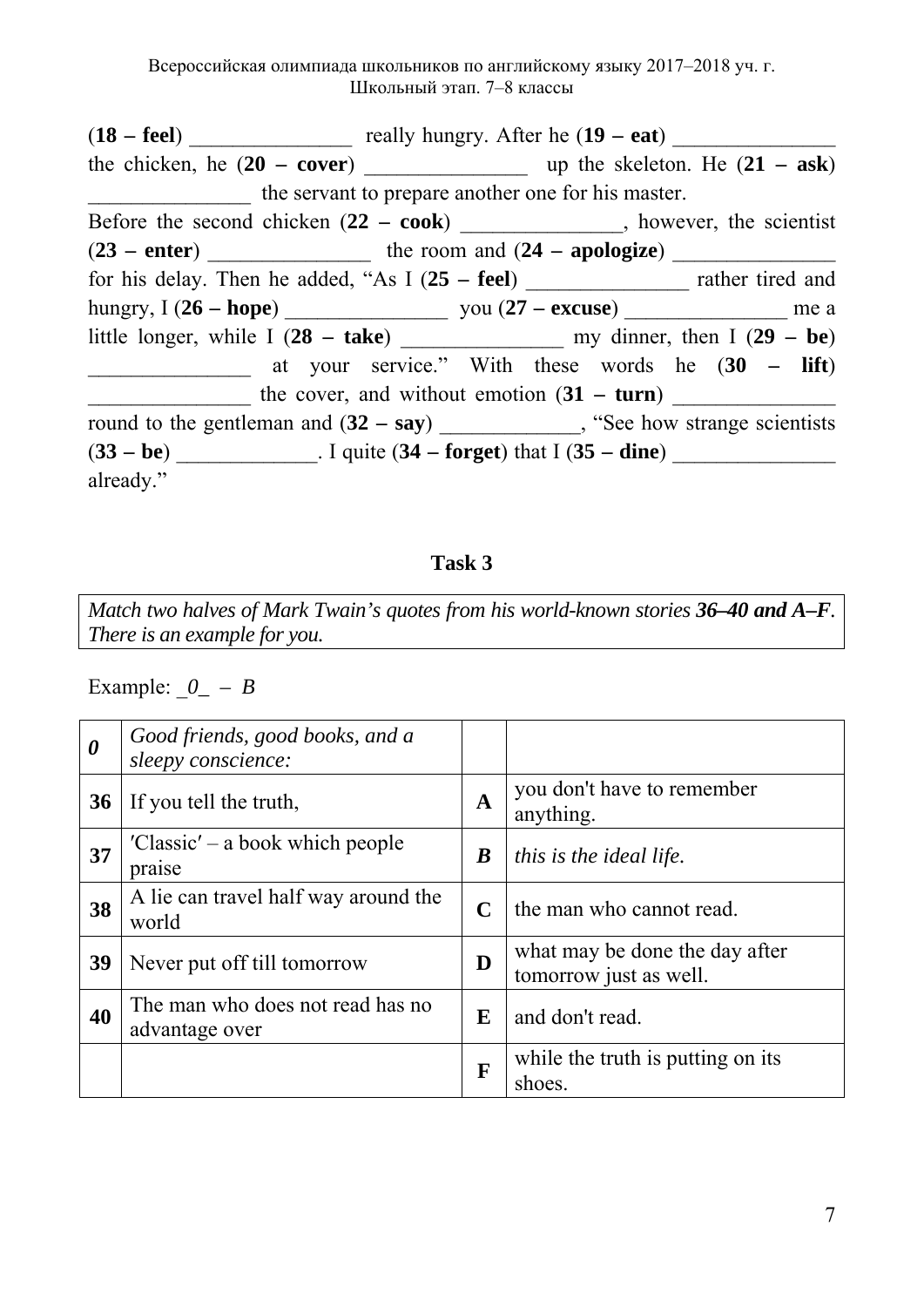(**18 – feel**) _______________ really hungry. After he (**19 – eat**) _______________ the chicken, he (**20 – cover**) _______________ up the skeleton. He (**21 – ask**) _______________ the servant to prepare another one for his master.

Before the second chicken (**22 – cook**) _______________, however, the scientist (**23 – enter**) _______________ the room and (**24 – apologize**) _______________ for his delay. Then he added, "As I (**25 – feel**) _______________ rather tired and hungry, I (**26 – hope**) _______________ you (**27 – excuse**) _______________ me a little longer, while I (**28 – take**) _______________ my dinner, then I (**29 – be**) _______________ at your service." With these words he (**30 – lift**) _______________ the cover, and without emotion (**31 – turn**) _______________ round to the gentleman and (**32 – say**) _____________, "See how strange scientists (**33 – be**) _____________. I quite (**34 – forget**) that I (**35 – dine**) _______________ already."

### Task 3

*Match two halves of Mark Twain's quotes from his world-known stories **36–40 and A–F**. There is an example for you.*

Example: _*0*_ – *B*

| | | | |
|---|---|---|---|
| ***0*** | *Good friends, good books, and a sleepy conscience:* | | |
| **36** | If you tell the truth, | **A** | you don't have to remember anything. |
| **37** | 'Classic' – a book which people praise | ***B*** | *this is the ideal life.* |
| **38** | A lie can travel half way around the world | **C** | the man who cannot read. |
| **39** | Never put off till tomorrow | **D** | what may be done the day after tomorrow just as well. |
| **40** | The man who does not read has no advantage over | **E** | and don't read. |
| | | **F** | while the truth is putting on its shoes. |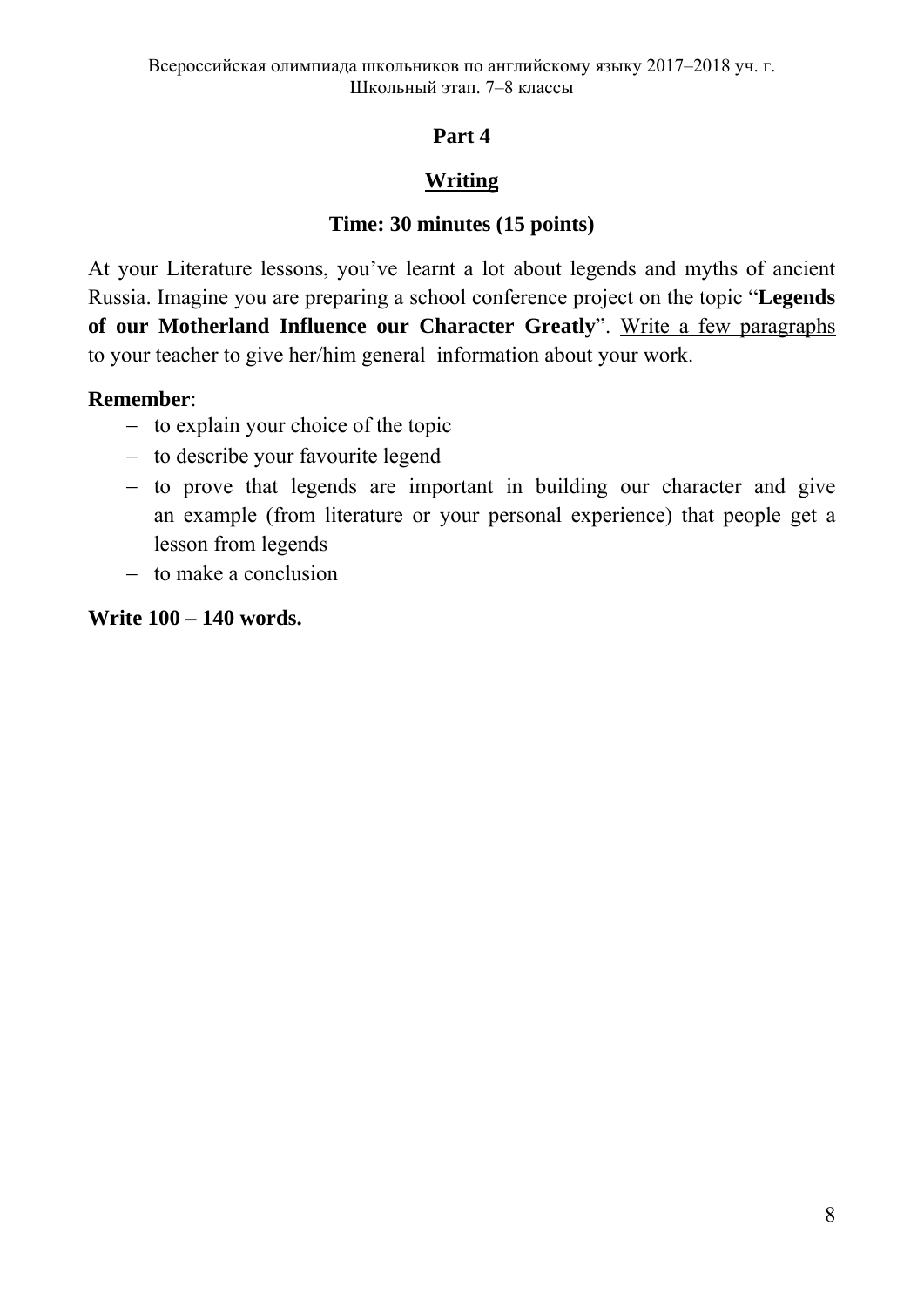## Part 4

## Writing

**Time: 30 minutes (15 points)**

At your Literature lessons, you've learnt a lot about legends and myths of ancient Russia. Imagine you are preparing a school conference project on the topic "**Legends of our Motherland Influence our Character Greatly**". Write a few paragraphs to your teacher to give her/him general information about your work.

**Remember**:

- to explain your choice of the topic
- to describe your favourite legend
- to prove that legends are important in building our character and give an example (from literature or your personal experience) that people get a lesson from legends
- to make a conclusion

**Write 100 – 140 words.**